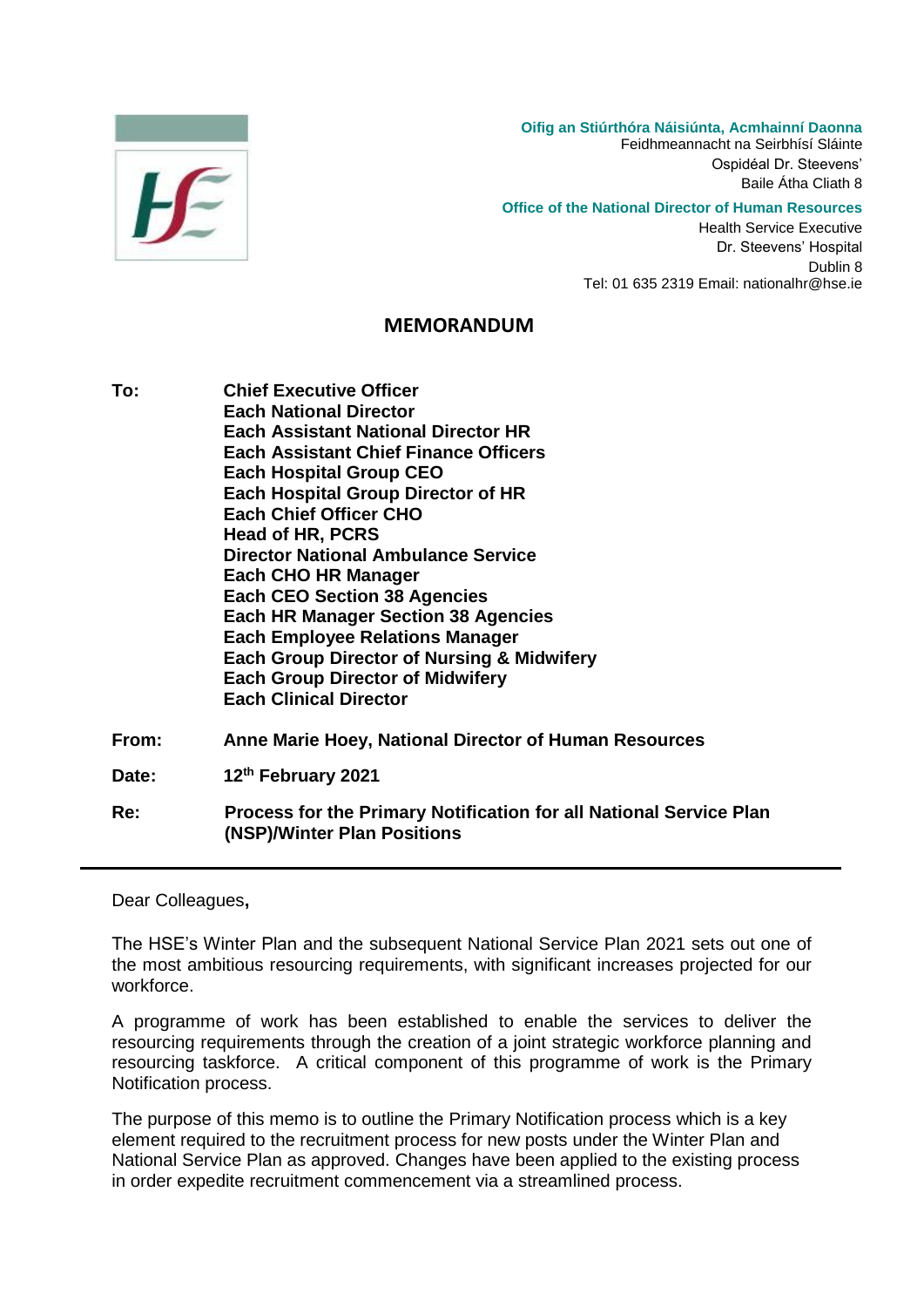**Oifig an Stiúrthóra Náisiúnta, Acmhainní Daonna**
Feidhmeannacht na Seirbhísí Sláinte
Ospidéal Dr. Steevens'
Baile Átha Cliath 8

**Office of the National Director of Human Resources**
Health Service Executive
Dr. Steevens' Hospital
Dublin 8
Tel: 01 635 2319 Email: nationalhr@hse.ie

# MEMORANDUM

**To:** **Chief Executive Officer**
**Each National Director**
**Each Assistant National Director HR**
**Each Assistant Chief Finance Officers**
**Each Hospital Group CEO**
**Each Hospital Group Director of HR**
**Each Chief Officer CHO**
**Head of HR, PCRS**
**Director National Ambulance Service**
**Each CHO HR Manager**
**Each CEO Section 38 Agencies**
**Each HR Manager Section 38 Agencies**
**Each Employee Relations Manager**
**Each Group Director of Nursing & Midwifery**
**Each Group Director of Midwifery**
**Each Clinical Director**

**From:** **Anne Marie Hoey, National Director of Human Resources**

**Date:** **12th February 2021**

**Re:** **Process for the Primary Notification for all National Service Plan (NSP)/Winter Plan Positions**

---

Dear Colleagues**,**

The HSE's Winter Plan and the subsequent National Service Plan 2021 sets out one of the most ambitious resourcing requirements, with significant increases projected for our workforce.

A programme of work has been established to enable the services to deliver the resourcing requirements through the creation of a joint strategic workforce planning and resourcing taskforce. A critical component of this programme of work is the Primary Notification process.

The purpose of this memo is to outline the Primary Notification process which is a key element required to the recruitment process for new posts under the Winter Plan and National Service Plan as approved. Changes have been applied to the existing process in order expedite recruitment commencement via a streamlined process.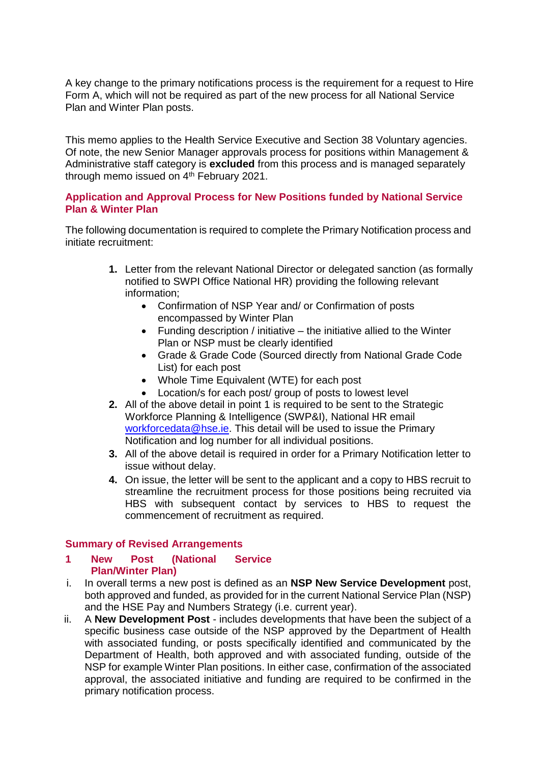A key change to the primary notifications process is the requirement for a request to Hire Form A, which will not be required as part of the new process for all National Service Plan and Winter Plan posts.

This memo applies to the Health Service Executive and Section 38 Voluntary agencies. Of note, the new Senior Manager approvals process for positions within Management & Administrative staff category is **excluded** from this process and is managed separately through memo issued on 4th February 2021.

### Application and Approval Process for New Positions funded by National Service Plan & Winter Plan

The following documentation is required to complete the Primary Notification process and initiate recruitment:

1. Letter from the relevant National Director or delegated sanction (as formally notified to SWPI Office National HR) providing the following relevant information;
   - Confirmation of NSP Year and/ or Confirmation of posts encompassed by Winter Plan
   - Funding description / initiative – the initiative allied to the Winter Plan or NSP must be clearly identified
   - Grade & Grade Code (Sourced directly from National Grade Code List) for each post
   - Whole Time Equivalent (WTE) for each post
   - Location/s for each post/ group of posts to lowest level
2. All of the above detail in point 1 is required to be sent to the Strategic Workforce Planning & Intelligence (SWP&I), National HR email workforcedata@hse.ie. This detail will be used to issue the Primary Notification and log number for all individual positions.
3. All of the above detail is required in order for a Primary Notification letter to issue without delay.
4. On issue, the letter will be sent to the applicant and a copy to HBS recruit to streamline the recruitment process for those positions being recruited via HBS with subsequent contact by services to HBS to request the commencement of recruitment as required.

### Summary of Revised Arrangements

#### 1 New Post (National Service Plan/Winter Plan)

i. In overall terms a new post is defined as an **NSP New Service Development** post, both approved and funded, as provided for in the current National Service Plan (NSP) and the HSE Pay and Numbers Strategy (i.e. current year).

ii. A **New Development Post** - includes developments that have been the subject of a specific business case outside of the NSP approved by the Department of Health with associated funding, or posts specifically identified and communicated by the Department of Health, both approved and with associated funding, outside of the NSP for example Winter Plan positions. In either case, confirmation of the associated approval, the associated initiative and funding are required to be confirmed in the primary notification process.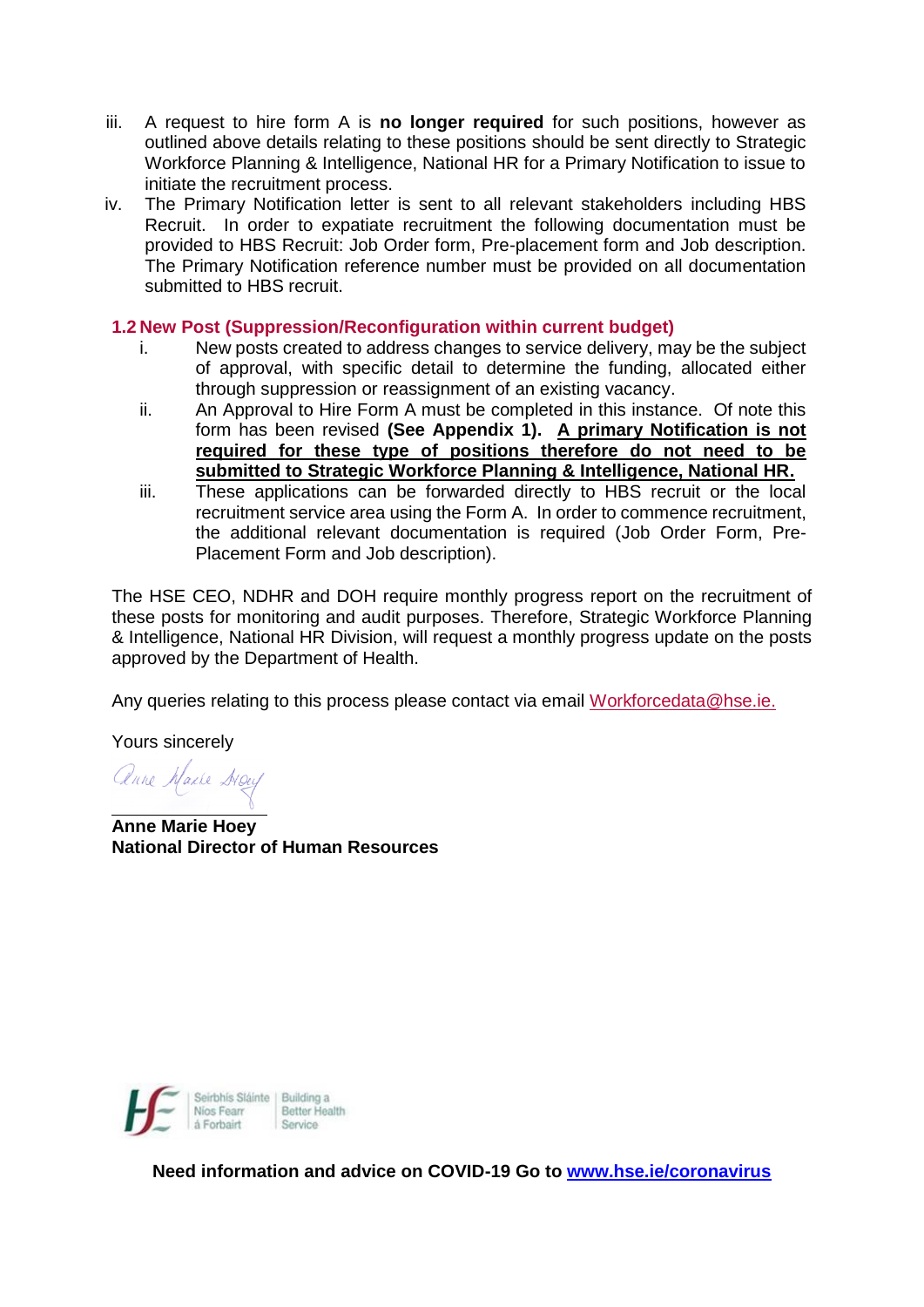iii. A request to hire form A is **no longer required** for such positions, however as outlined above details relating to these positions should be sent directly to Strategic Workforce Planning & Intelligence, National HR for a Primary Notification to issue to initiate the recruitment process.

iv. The Primary Notification letter is sent to all relevant stakeholders including HBS Recruit. In order to expatiate recruitment the following documentation must be provided to HBS Recruit: Job Order form, Pre-placement form and Job description. The Primary Notification reference number must be provided on all documentation submitted to HBS recruit.

### 1.2 New Post (Suppression/Reconfiguration within current budget)

i. New posts created to address changes to service delivery, may be the subject of approval, with specific detail to determine the funding, allocated either through suppression or reassignment of an existing vacancy.

ii. An Approval to Hire Form A must be completed in this instance. Of note this form has been revised **(See Appendix 1).** **<u>A primary Notification is not required for these type of positions therefore do not need to be submitted to Strategic Workforce Planning & Intelligence, National HR.</u>**

iii. These applications can be forwarded directly to HBS recruit or the local recruitment service area using the Form A. In order to commence recruitment, the additional relevant documentation is required (Job Order Form, Pre-Placement Form and Job description).

The HSE CEO, NDHR and DOH require monthly progress report on the recruitment of these posts for monitoring and audit purposes. Therefore, Strategic Workforce Planning & Intelligence, National HR Division, will request a monthly progress update on the posts approved by the Department of Health.

Any queries relating to this process please contact via email Workforcedata@hse.ie.

Yours sincerely

Anne Marie Hoey

**Anne Marie Hoey**
**National Director of Human Resources**

Seirbhís Sláinte Níos Fearr á Forbairt | Building a Better Health Service

**Need information and advice on COVID-19 Go to <u>www.hse.ie/coronavirus</u>**